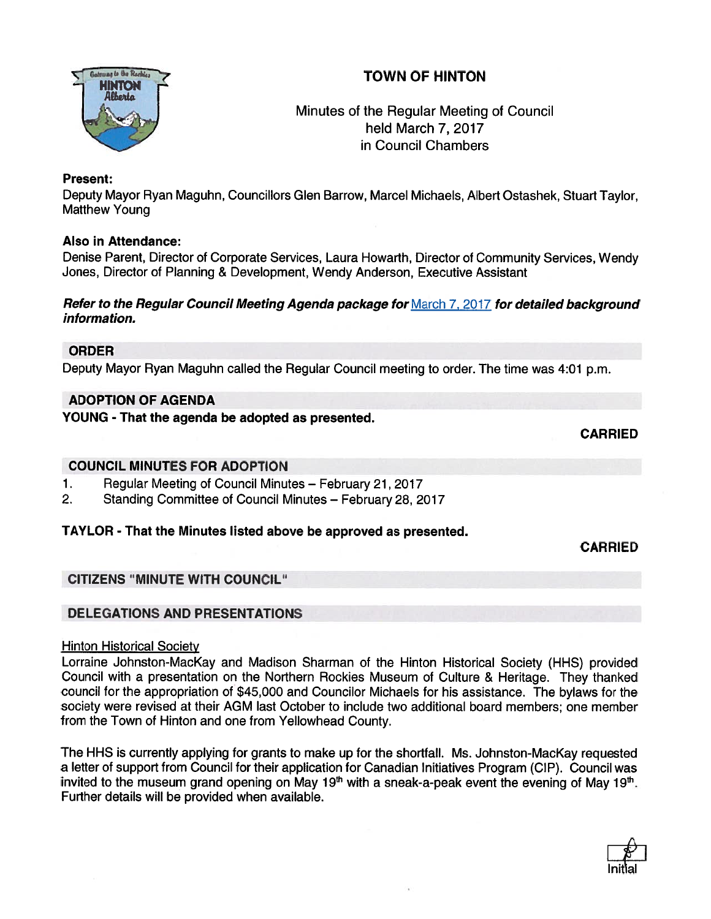# TOWN OF HINTON

Minutes of the Regular Meeting of Council
held March 7, 2017
in Council Chambers

**Present:**
Deputy Mayor Ryan Maguhn, Councillors Glen Barrow, Marcel Michaels, Albert Ostashek, Stuart Taylor, Matthew Young

**Also in Attendance:**
Denise Parent, Director of Corporate Services, Laura Howarth, Director of Community Services, Wendy Jones, Director of Planning & Development, Wendy Anderson, Executive Assistant

***Refer to the Regular Council Meeting Agenda package for* March 7, 2017 *for detailed background information.***

## ORDER

Deputy Mayor Ryan Maguhn called the Regular Council meeting to order. The time was 4:01 p.m.

## ADOPTION OF AGENDA

**YOUNG - That the agenda be adopted as presented.**

**CARRIED**

## COUNCIL MINUTES FOR ADOPTION

1. Regular Meeting of Council Minutes – February 21, 2017
2. Standing Committee of Council Minutes – February 28, 2017

**TAYLOR - That the Minutes listed above be approved as presented.**

**CARRIED**

## CITIZENS "MINUTE WITH COUNCIL"

## DELEGATIONS AND PRESENTATIONS

Hinton Historical Society

Lorraine Johnston-MacKay and Madison Sharman of the Hinton Historical Society (HHS) provided Council with a presentation on the Northern Rockies Museum of Culture & Heritage. They thanked council for the appropriation of $45,000 and Councilor Michaels for his assistance. The bylaws for the society were revised at their AGM last October to include two additional board members; one member from the Town of Hinton and one from Yellowhead County.

The HHS is currently applying for grants to make up for the shortfall. Ms. Johnston-MacKay requested a letter of support from Council for their application for Canadian Initiatives Program (CIP). Council was invited to the museum grand opening on May 19th with a sneak-a-peak event the evening of May 19th. Further details will be provided when available.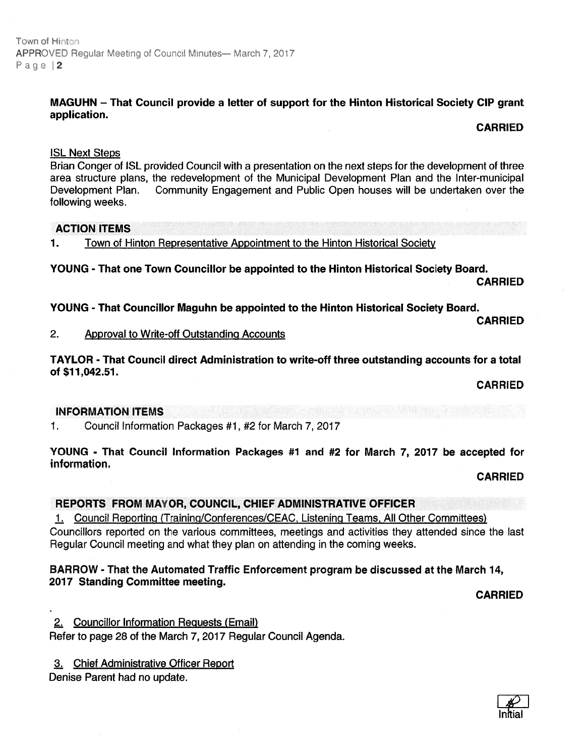**MAGUHN – That Council provide a letter of support for the Hinton Historical Society CIP grant application.**

**CARRIED**

ISL Next Steps

Brian Conger of ISL provided Council with a presentation on the next steps for the development of three area structure plans, the redevelopment of the Municipal Development Plan and the Inter-municipal Development Plan. Community Engagement and Public Open houses will be undertaken over the following weeks.

## ACTION ITEMS

1. Town of Hinton Representative Appointment to the Hinton Historical Society

**YOUNG - That one Town Councillor be appointed to the Hinton Historical Society Board.**

**CARRIED**

**YOUNG - That Councillor Maguhn be appointed to the Hinton Historical Society Board.**

**CARRIED**

2. Approval to Write-off Outstanding Accounts

**TAYLOR - That Council direct Administration to write-off three outstanding accounts for a total of $11,042.51.**

**CARRIED**

## INFORMATION ITEMS

1. Council Information Packages #1, #2 for March 7, 2017

**YOUNG - That Council Information Packages #1 and #2 for March 7, 2017 be accepted for information.**

**CARRIED**

## REPORTS FROM MAYOR, COUNCIL, CHIEF ADMINISTRATIVE OFFICER

1. Council Reporting (Training/Conferences/CEAC, Listening Teams, All Other Committees)

Councillors reported on the various committees, meetings and activities they attended since the last Regular Council meeting and what they plan on attending in the coming weeks.

**BARROW - That the Automated Traffic Enforcement program be discussed at the March 14, 2017 Standing Committee meeting.**

**CARRIED**

2. Councillor Information Requests (Email)

Refer to page 28 of the March 7, 2017 Regular Council Agenda.

3. Chief Administrative Officer Report

Denise Parent had no update.

Initial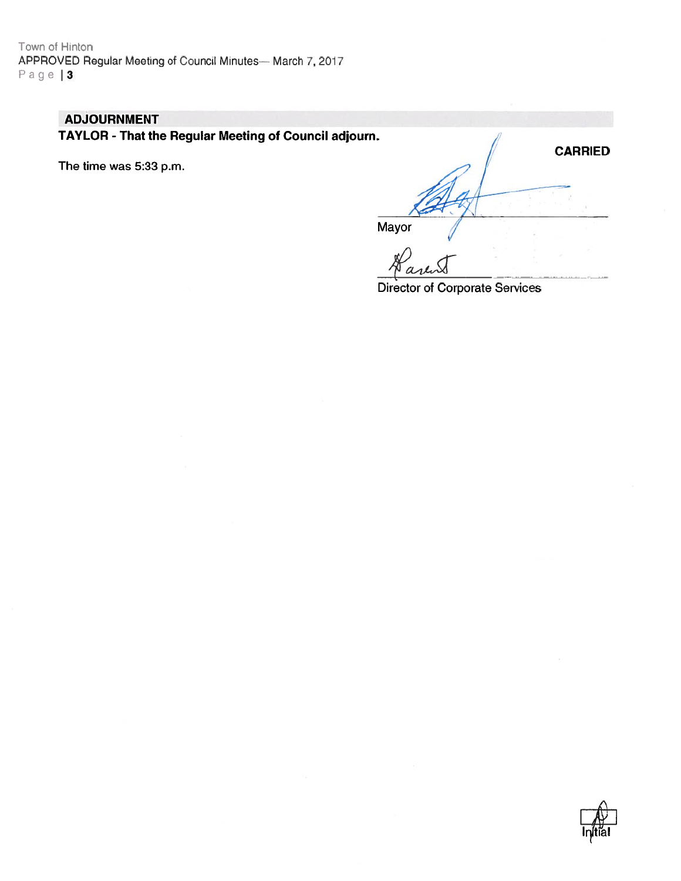## ADJOURNMENT

**TAYLOR - That the Regular Meeting of Council adjourn.**

**CARRIED**

The time was 5:33 p.m.

Mayor

Director of Corporate Services

Initial